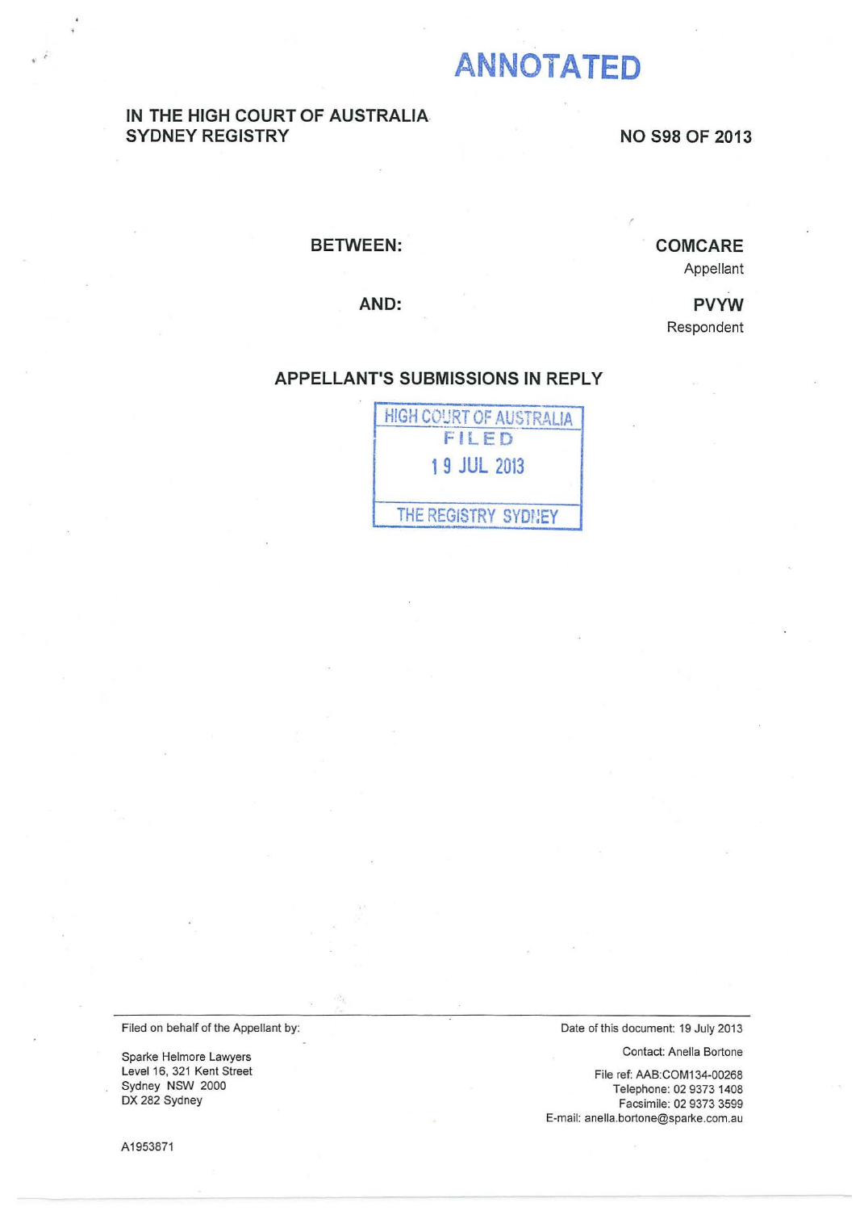ANNOTATED

**IN THE HIGH COURT OF AUSTRALIA**
**SYDNEY REGISTRY**

**NO S98 OF 2013**

**BETWEEN:**

**COMCARE**
Appellant

**AND:**

**PVYW**
Respondent

## APPELLANT'S SUBMISSIONS IN REPLY

HIGH COURT OF AUSTRALIA
FILED
19 JUL 2013
THE REGISTRY SYDNEY

---

Filed on behalf of the Appellant by:

Sparke Helmore Lawyers
Level 16, 321 Kent Street
Sydney NSW 2000
DX 282 Sydney

Date of this document: 19 July 2013

Contact: Anella Bortone

File ref: AAB:COM134-00268
Telephone: 02 9373 1408
Facsimile: 02 9373 3599
E-mail: anella.bortone@sparke.com.au

A1953871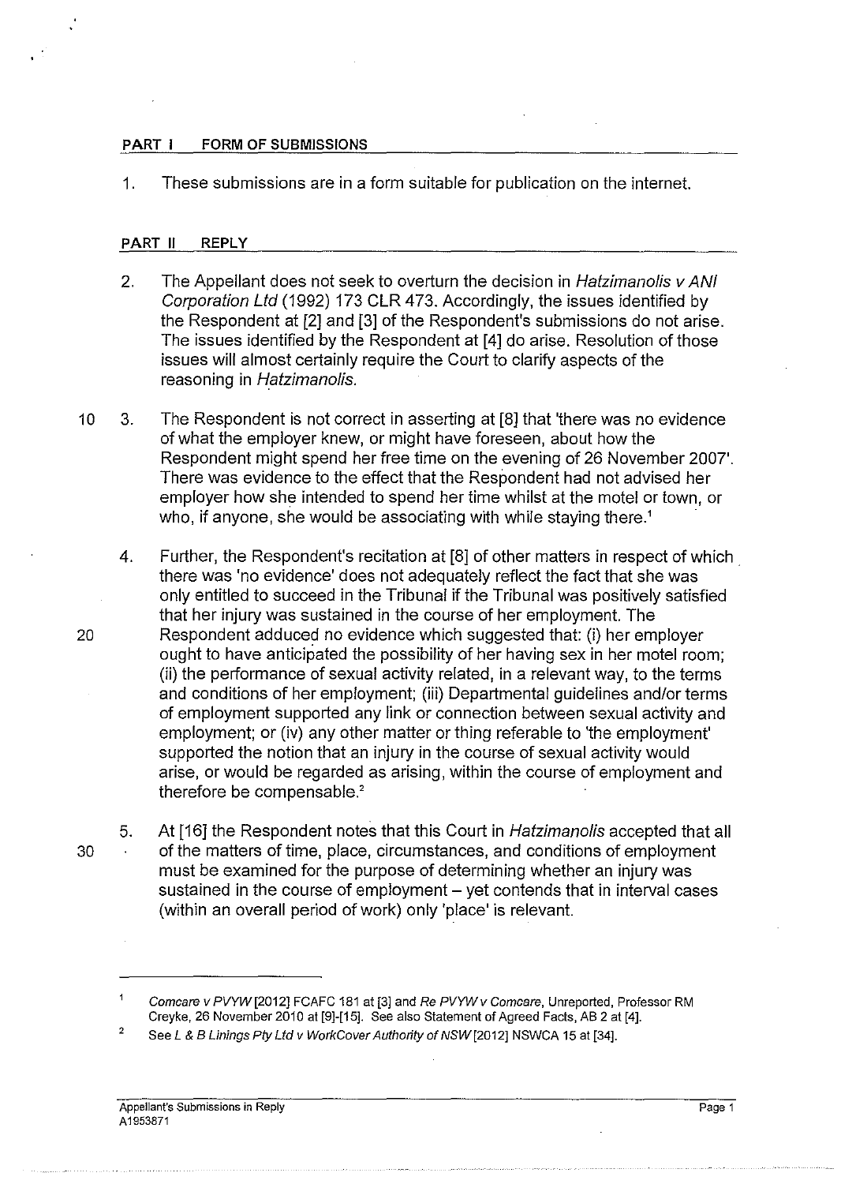## PART I FORM OF SUBMISSIONS

1. These submissions are in a form suitable for publication on the internet.

## PART II REPLY

2. The Appellant does not seek to overturn the decision in *Hatzimanolis v ANI Corporation Ltd* (1992) 173 CLR 473. Accordingly, the issues identified by the Respondent at [2] and [3] of the Respondent's submissions do not arise. The issues identified by the Respondent at [4] do arise. Resolution of those issues will almost certainly require the Court to clarify aspects of the reasoning in *Hatzimanolis*.

3. The Respondent is not correct in asserting at [8] that 'there was no evidence of what the employer knew, or might have foreseen, about how the Respondent might spend her free time on the evening of 26 November 2007'. There was evidence to the effect that the Respondent had not advised her employer how she intended to spend her time whilst at the motel or town, or who, if anyone, she would be associating with while staying there.[1]

4. Further, the Respondent's recitation at [8] of other matters in respect of which there was 'no evidence' does not adequately reflect the fact that she was only entitled to succeed in the Tribunal if the Tribunal was positively satisfied that her injury was sustained in the course of her employment. The Respondent adduced no evidence which suggested that: (i) her employer ought to have anticipated the possibility of her having sex in her motel room; (ii) the performance of sexual activity related, in a relevant way, to the terms and conditions of her employment; (iii) Departmental guidelines and/or terms of employment supported any link or connection between sexual activity and employment; or (iv) any other matter or thing referable to 'the employment' supported the notion that an injury in the course of sexual activity would arise, or would be regarded as arising, within the course of employment and therefore be compensable.[2]

5. At [16] the Respondent notes that this Court in *Hatzimanolis* accepted that all of the matters of time, place, circumstances, and conditions of employment must be examined for the purpose of determining whether an injury was sustained in the course of employment – yet contends that in interval cases (within an overall period of work) only 'place' is relevant.

---

[1] *Comcare v PVYW* [2012] FCAFC 181 at [3] and *Re PVYW v Comcare*, Unreported, Professor RM Creyke, 26 November 2010 at [9]-[15]. See also Statement of Agreed Facts, AB 2 at [4].

[2] See *L & B Linings Pty Ltd v WorkCover Authority of NSW* [2012] NSWCA 15 at [34].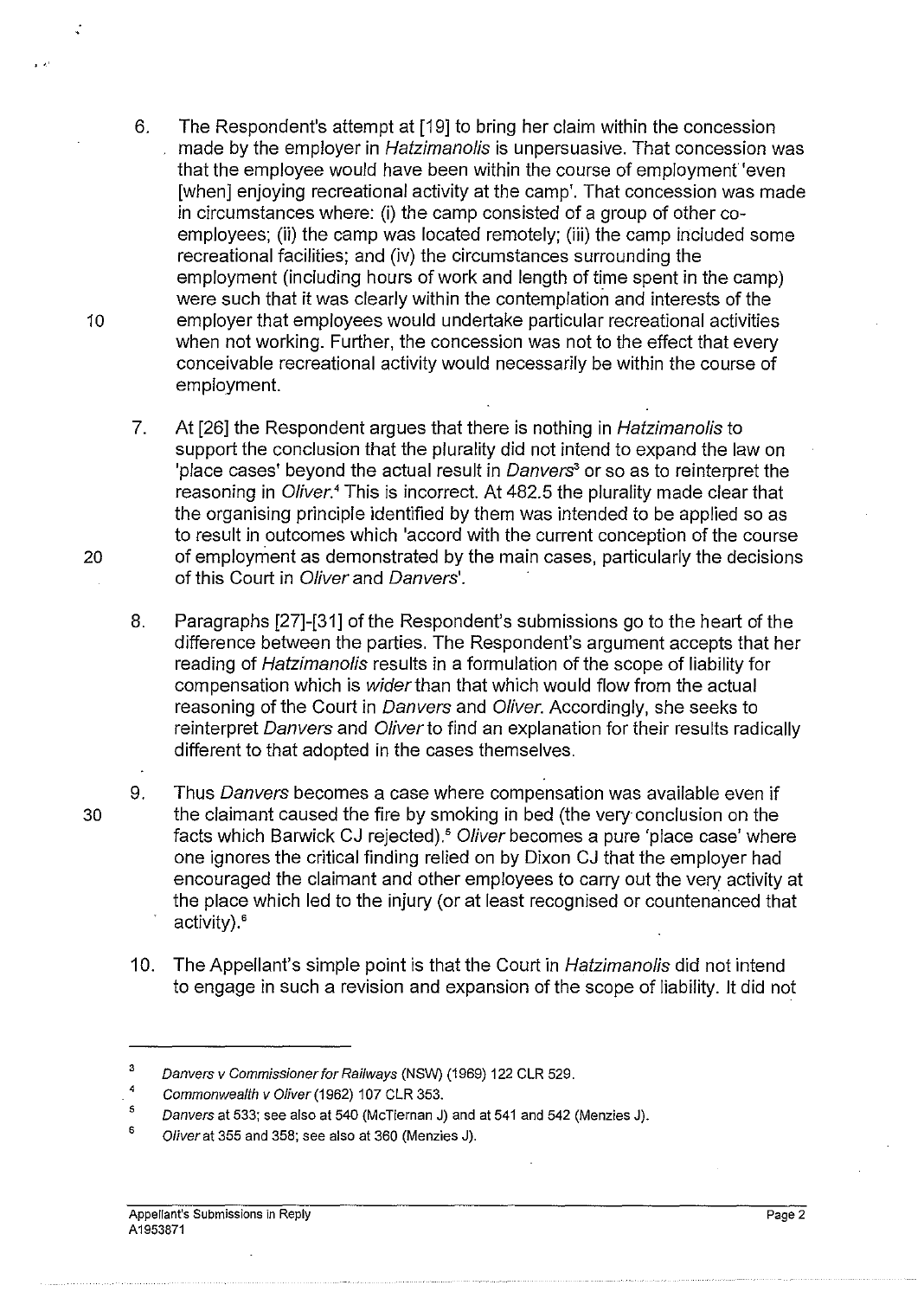6. The Respondent's attempt at [19] to bring her claim within the concession made by the employer in *Hatzimanolis* is unpersuasive. That concession was that the employee would have been within the course of employment 'even [when] enjoying recreational activity at the camp'. That concession was made in circumstances where: (i) the camp consisted of a group of other co-employees; (ii) the camp was located remotely; (iii) the camp included some recreational facilities; and (iv) the circumstances surrounding the employment (including hours of work and length of time spent in the camp) were such that it was clearly within the contemplation and interests of the employer that employees would undertake particular recreational activities when not working. Further, the concession was not to the effect that every conceivable recreational activity would necessarily be within the course of employment.

7. At [26] the Respondent argues that there is nothing in *Hatzimanolis* to support the conclusion that the plurality did not intend to expand the law on 'place cases' beyond the actual result in *Danvers*[3] or so as to reinterpret the reasoning in *Oliver*.[4] This is incorrect. At 482.5 the plurality made clear that the organising principle identified by them was intended to be applied so as to result in outcomes which 'accord with the current conception of the course of employment as demonstrated by the main cases, particularly the decisions of this Court in *Oliver* and *Danvers*'.

8. Paragraphs [27]-[31] of the Respondent's submissions go to the heart of the difference between the parties. The Respondent's argument accepts that her reading of *Hatzimanolis* results in a formulation of the scope of liability for compensation which is *wider* than that which would flow from the actual reasoning of the Court in *Danvers* and *Oliver*. Accordingly, she seeks to reinterpret *Danvers* and *Oliver* to find an explanation for their results radically different to that adopted in the cases themselves.

9. Thus *Danvers* becomes a case where compensation was available even if the claimant caused the fire by smoking in bed (the very conclusion on the facts which Barwick CJ rejected).[5] *Oliver* becomes a pure 'place case' where one ignores the critical finding relied on by Dixon CJ that the employer had encouraged the claimant and other employees to carry out the very activity at the place which led to the injury (or at least recognised or countenanced that activity).[6]

10. The Appellant's simple point is that the Court in *Hatzimanolis* did not intend to engage in such a revision and expansion of the scope of liability. It did not

---

[3] *Danvers v Commissioner for Railways* (NSW) (1969) 122 CLR 529.

[4] *Commonwealth v Oliver* (1962) 107 CLR 353.

[5] *Danvers* at 533; see also at 540 (McTiernan J) and at 541 and 542 (Menzies J).

[6] *Oliver* at 355 and 358; see also at 360 (Menzies J).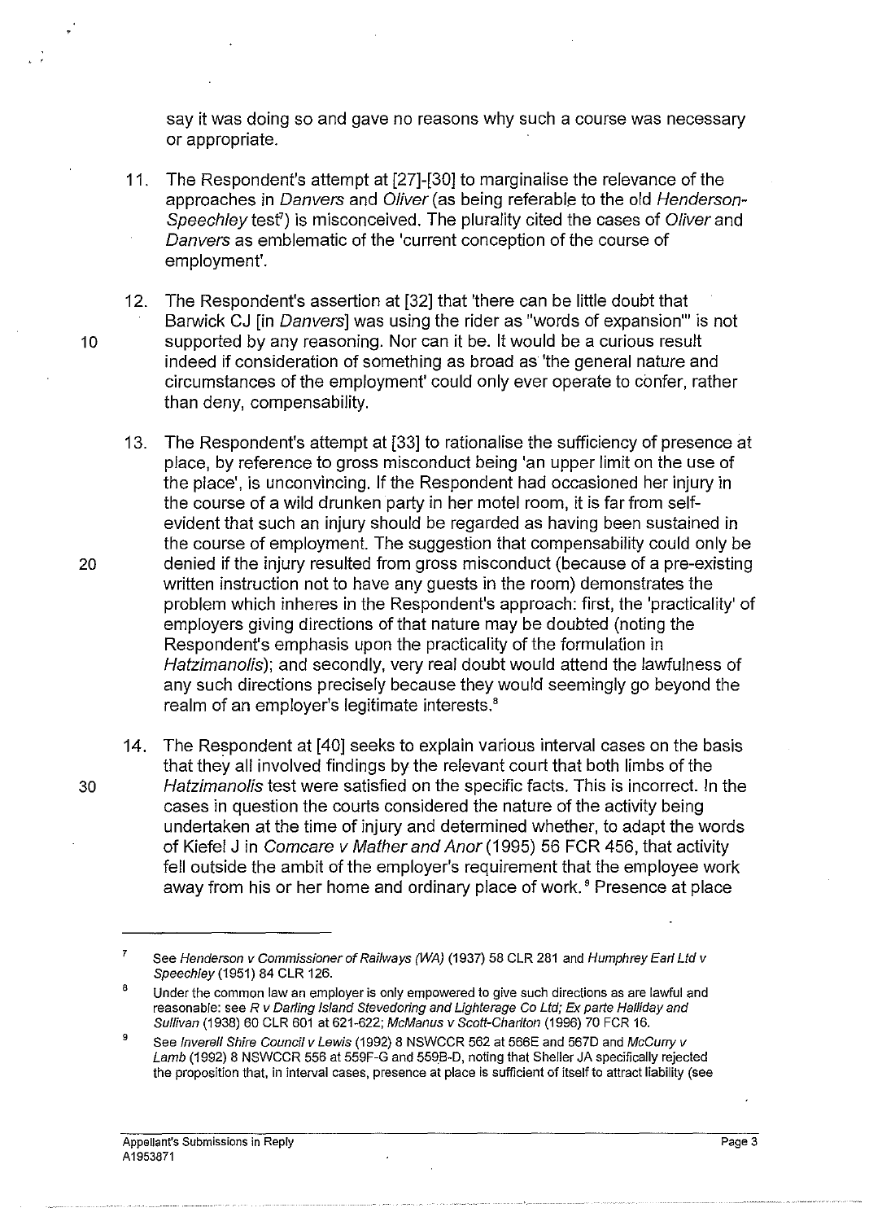say it was doing so and gave no reasons why such a course was necessary or appropriate.

11. The Respondent's attempt at [27]-[30] to marginalise the relevance of the approaches in *Danvers* and *Oliver* (as being referable to the old *Henderson-Speechley* test[7]) is misconceived. The plurality cited the cases of *Oliver* and *Danvers* as emblematic of the 'current conception of the course of employment'.

12. The Respondent's assertion at [32] that 'there can be little doubt that Barwick CJ [in *Danvers*] was using the rider as "words of expansion"' is not supported by any reasoning. Nor can it be. It would be a curious result indeed if consideration of something as broad as 'the general nature and circumstances of the employment' could only ever operate to confer, rather than deny, compensability.

13. The Respondent's attempt at [33] to rationalise the sufficiency of presence at place, by reference to gross misconduct being 'an upper limit on the use of the place', is unconvincing. If the Respondent had occasioned her injury in the course of a wild drunken party in her motel room, it is far from self-evident that such an injury should be regarded as having been sustained in the course of employment. The suggestion that compensability could only be denied if the injury resulted from gross misconduct (because of a pre-existing written instruction not to have any guests in the room) demonstrates the problem which inheres in the Respondent's approach: first, the 'practicality' of employers giving directions of that nature may be doubted (noting the Respondent's emphasis upon the practicality of the formulation in *Hatzimanolis*); and secondly, very real doubt would attend the lawfulness of any such directions precisely because they would seemingly go beyond the realm of an employer's legitimate interests.[8]

14. The Respondent at [40] seeks to explain various interval cases on the basis that they all involved findings by the relevant court that both limbs of the *Hatzimanolis* test were satisfied on the specific facts. This is incorrect. In the cases in question the courts considered the nature of the activity being undertaken at the time of injury and determined whether, to adapt the words of Kiefel J in *Comcare v Mather and Anor* (1995) 56 FCR 456, that activity fell outside the ambit of the employer's requirement that the employee work away from his or her home and ordinary place of work.[9] Presence at place

---

[7] See *Henderson v Commissioner of Railways (WA)* (1937) 58 CLR 281 and *Humphrey Earl Ltd v Speechley* (1951) 84 CLR 126.

[8] Under the common law an employer is only empowered to give such directions as are lawful and reasonable: see *R v Darling Island Stevedoring and Lighterage Co Ltd; Ex parte Halliday and Sullivan* (1938) 60 CLR 601 at 621-622; *McManus v Scott-Charlton* (1996) 70 FCR 16.

[9] See *Inverell Shire Council v Lewis* (1992) 8 NSWCCR 562 at 566E and 567D and *McCurry v Lamb* (1992) 8 NSWCCR 556 at 559F-G and 559B-D, noting that Sheller JA specifically rejected the proposition that, in interval cases, presence at place is sufficient of itself to attract liability (see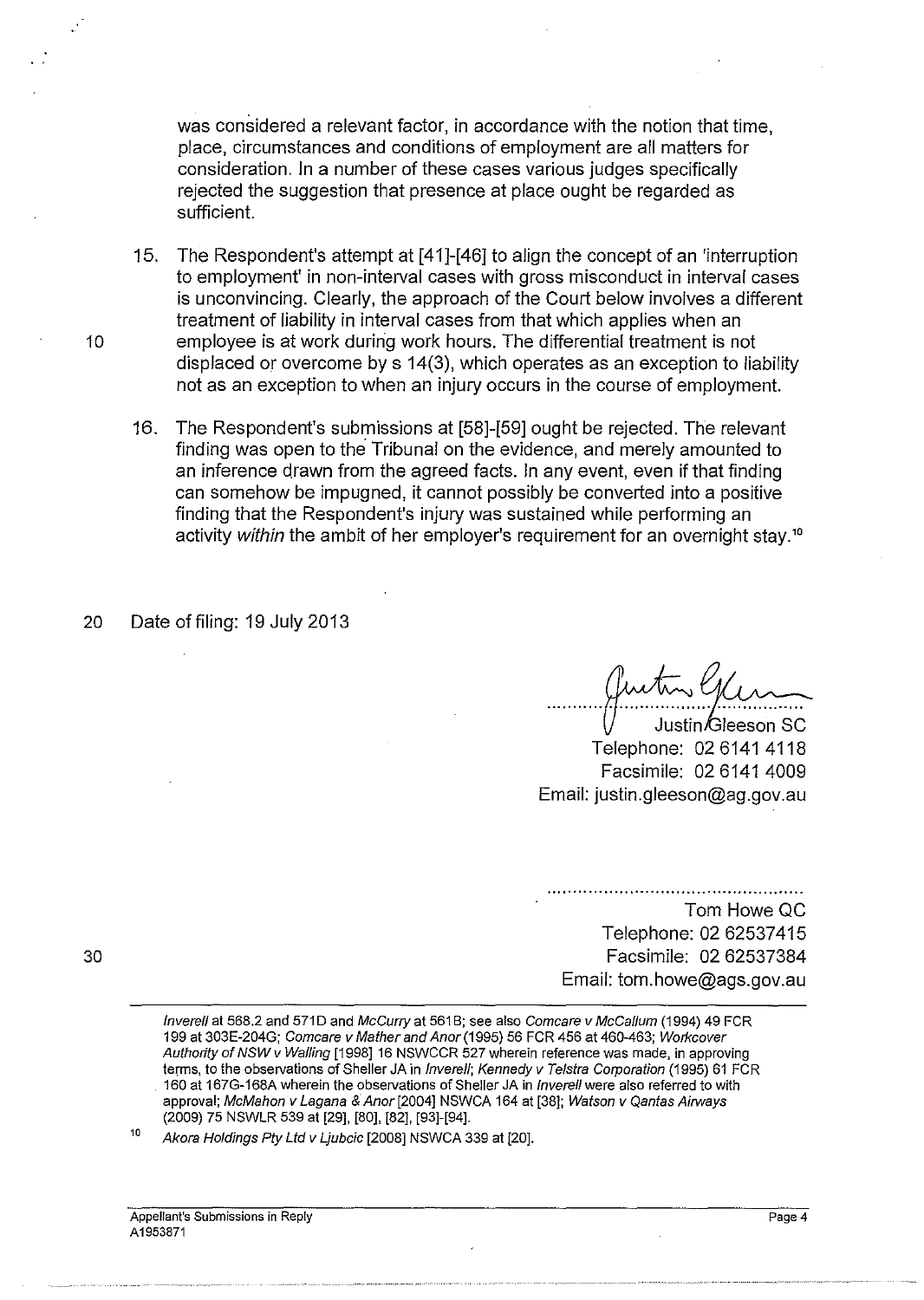was considered a relevant factor, in accordance with the notion that time, place, circumstances and conditions of employment are all matters for consideration. In a number of these cases various judges specifically rejected the suggestion that presence at place ought be regarded as sufficient.

15. The Respondent's attempt at [41]-[46] to align the concept of an 'interruption to employment' in non-interval cases with gross misconduct in interval cases is unconvincing. Clearly, the approach of the Court below involves a different treatment of liability in interval cases from that which applies when an employee is at work during work hours. The differential treatment is not displaced or overcome by s 14(3), which operates as an exception to liability not as an exception to when an injury occurs in the course of employment.

16. The Respondent's submissions at [58]-[59] ought be rejected. The relevant finding was open to the Tribunal on the evidence, and merely amounted to an inference drawn from the agreed facts. In any event, even if that finding can somehow be impugned, it cannot possibly be converted into a positive finding that the Respondent's injury was sustained while performing an activity *within* the ambit of her employer's requirement for an overnight stay.[10]

Date of filing: 19 July 2013

Justin Gleeson SC
Telephone: 02 6141 4118
Facsimile: 02 6141 4009
Email: justin.gleeson@ag.gov.au

.................................................

Tom Howe QC
Telephone: 02 62537415
Facsimile: 02 62537384
Email: tom.howe@ags.gov.au

---

*Inverell* at 568.2 and 571D and *McCurry* at 561B; see also *Comcare v McCallum* (1994) 49 FCR 199 at 303E-204G; *Comcare v Mather and Anor* (1995) 56 FCR 456 at 460-463; *Workcover Authority of NSW v Walling* [1998] 16 NSWCCR 527 wherein reference was made, in approving terms, to the observations of Sheller JA in *Inverell*; *Kennedy v Telstra Corporation* (1995) 61 FCR 160 at 167G-168A wherein the observations of Sheller JA in *Inverell* were also referred to with approval; *McMahon v Lagana & Anor* [2004] NSWCA 164 at [38]; *Watson v Qantas Airways* (2009) 75 NSWLR 539 at [29], [80], [82], [93]-[94].

[10] *Akora Holdings Pty Ltd v Ljubcic* [2008] NSWCA 339 at [20].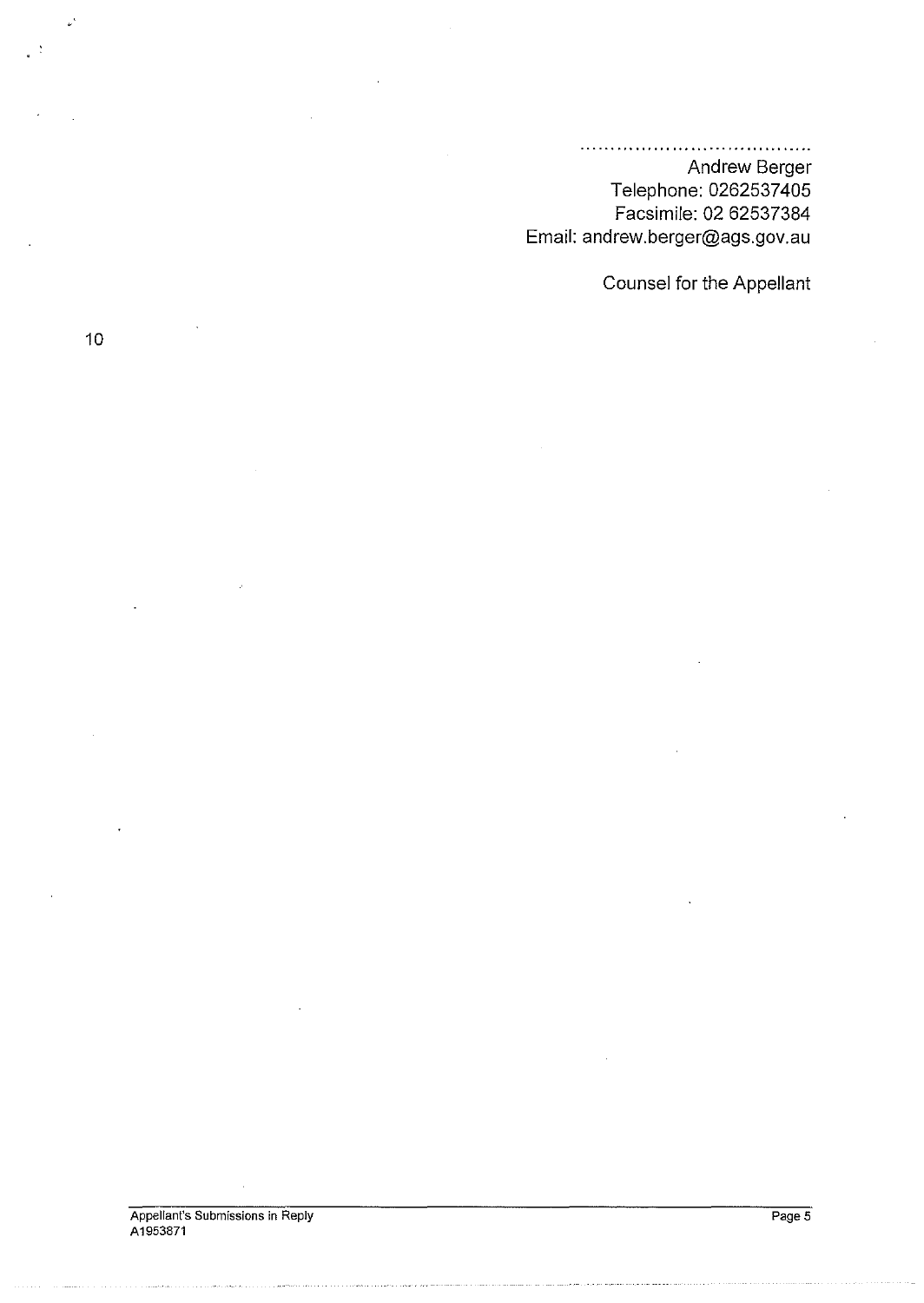.....................................

Andrew Berger
Telephone: 0262537405
Facsimile: 02 62537384
Email: andrew.berger@ags.gov.au

Counsel for the Appellant